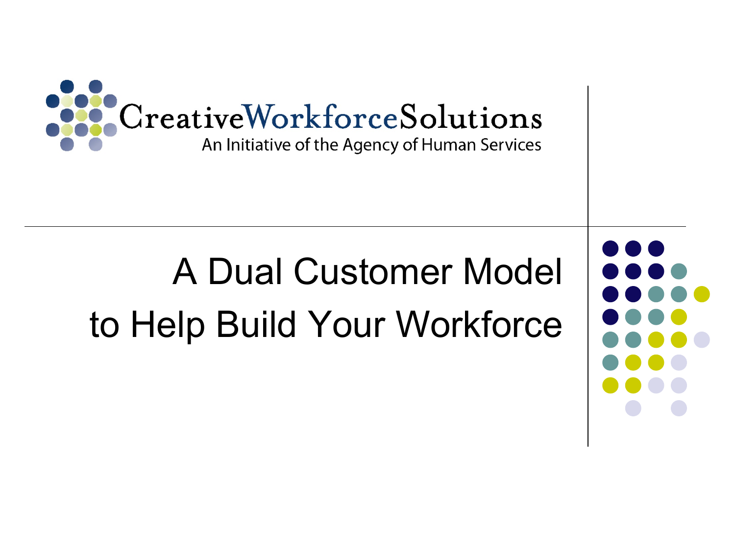CreativeWorkforceSolutions

An Initiative of the Agency of Human Services

# A Dual Customer Model to Help Build Your Workforce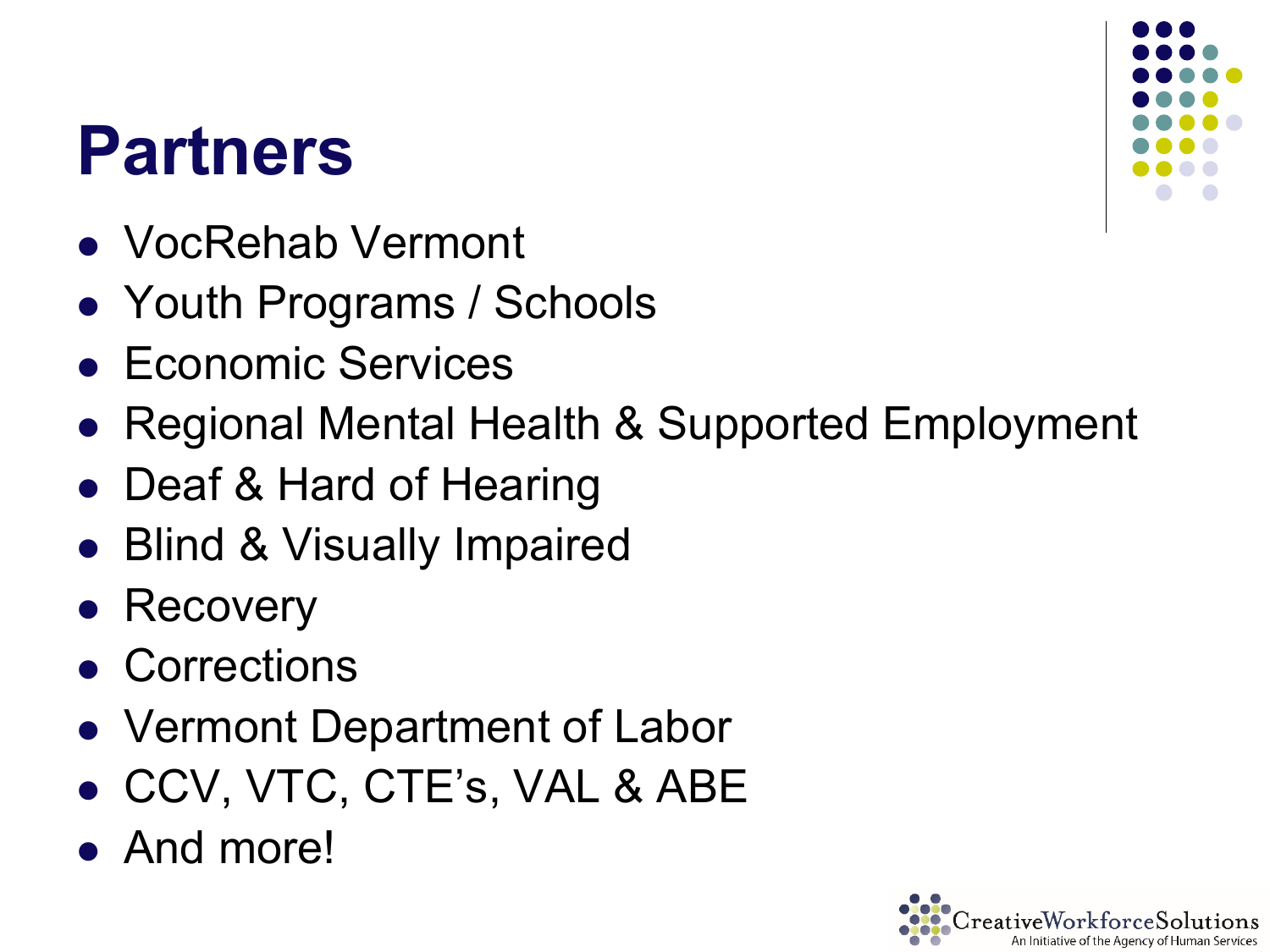# Partners

- VocRehab Vermont
- Youth Programs / Schools
- Economic Services
- Regional Mental Health & Supported Employment
- Deaf & Hard of Hearing
- Blind & Visually Impaired
- Recovery
- Corrections
- Vermont Department of Labor
- CCV, VTC, CTE’s, VAL & ABE
- And more!

CreativeWorkforceSolutions
An Initiative of the Agency of Human Services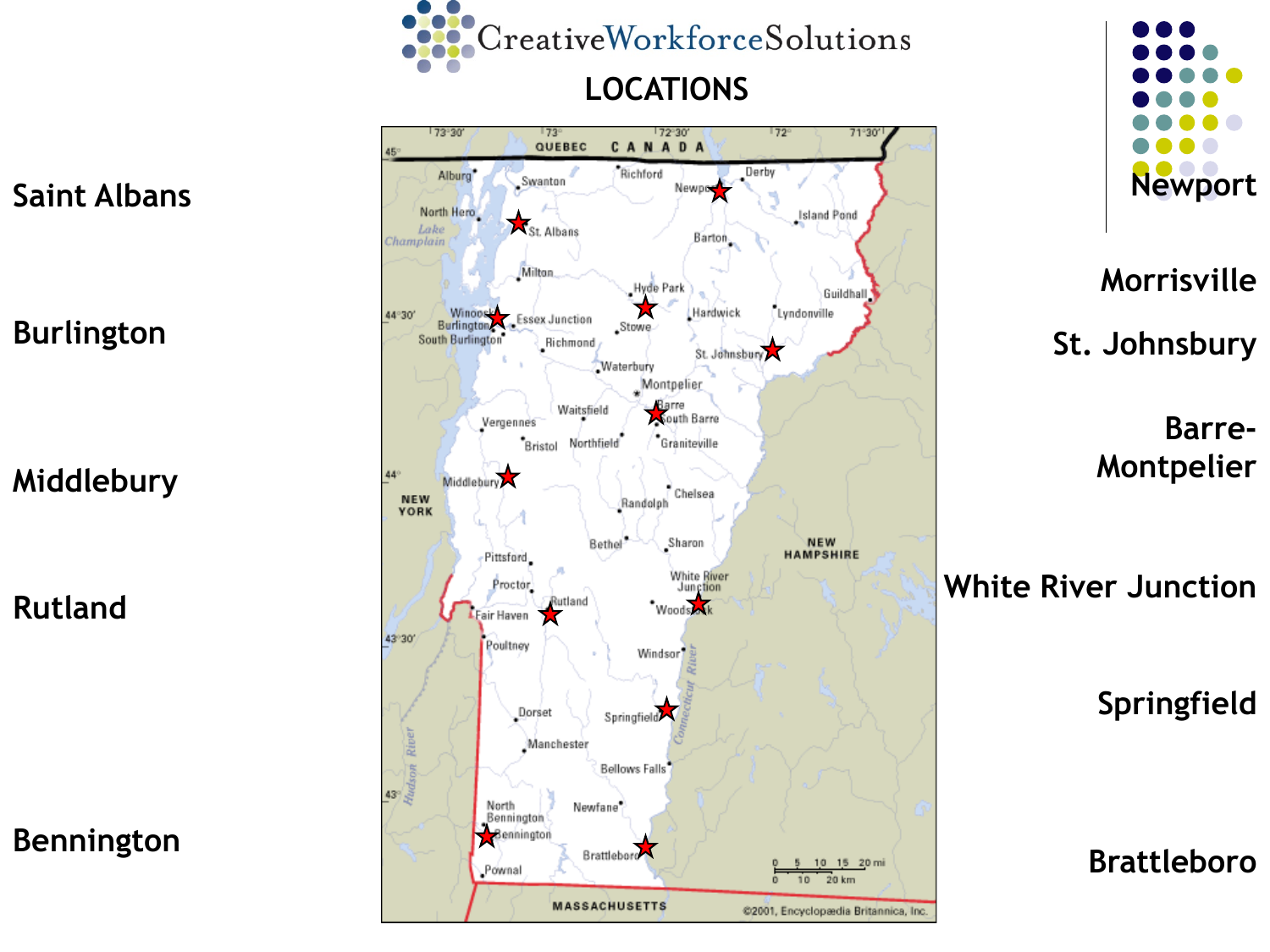CreativeWorkforceSolutions

# LOCATIONS

Saint Albans

Burlington

Middlebury

Rutland

Bennington

Newport

Morrisville

St. Johnsbury

Barre-Montpelier

White River Junction

Springfield

Brattleboro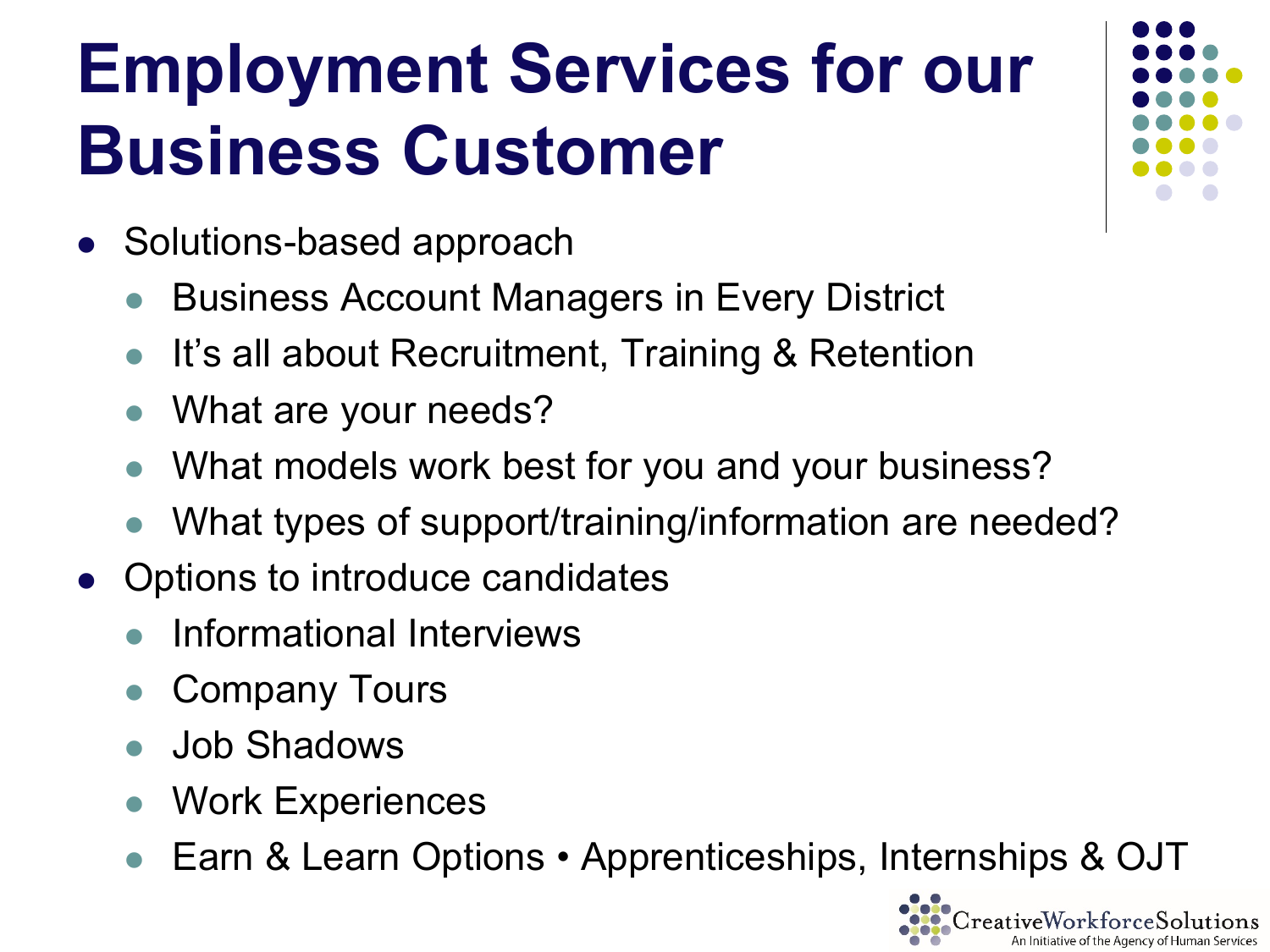# Employment Services for our Business Customer

- Solutions-based approach
  - Business Account Managers in Every District
  - It's all about Recruitment, Training & Retention
  - What are your needs?
  - What models work best for you and your business?
  - What types of support/training/information are needed?
- Options to introduce candidates
  - Informational Interviews
  - Company Tours
  - Job Shadows
  - Work Experiences
  - Earn & Learn Options • Apprenticeships, Internships & OJT

CreativeWorkforceSolutions
An Initiative of the Agency of Human Services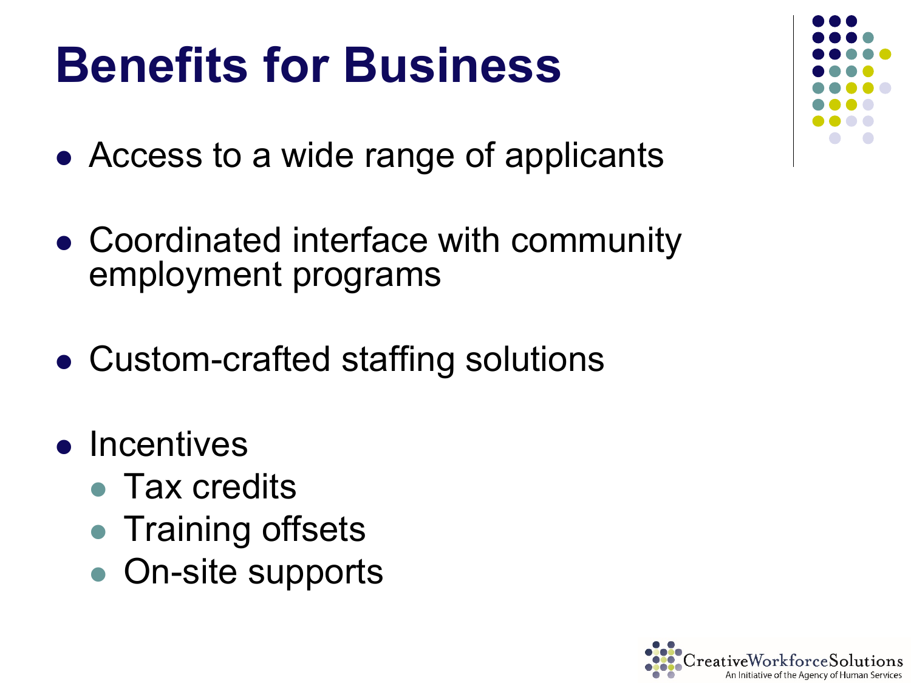# Benefits for Business

- Access to a wide range of applicants
- Coordinated interface with community employment programs
- Custom-crafted staffing solutions
- Incentives
  - Tax credits
  - Training offsets
  - On-site supports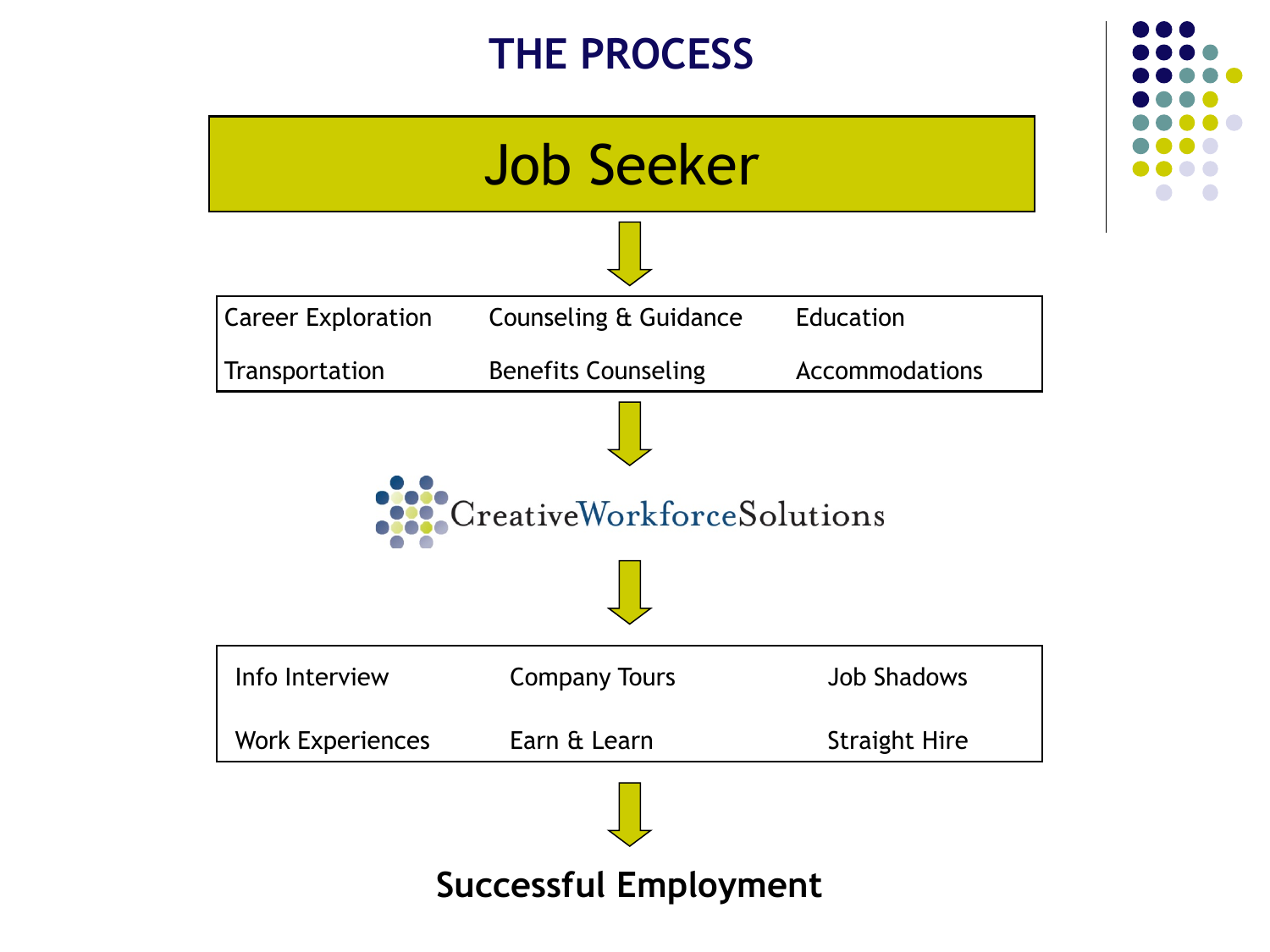# THE PROCESS

**Job Seeker**

↓

| Career Exploration | Counseling & Guidance | Education |
|---|---|---|
| Transportation | Benefits Counseling | Accommodations |

↓

CreativeWorkforceSolutions

↓

| Info Interview | Company Tours | Job Shadows |
|---|---|---|
| Work Experiences | Earn & Learn | Straight Hire |

↓

**Successful Employment**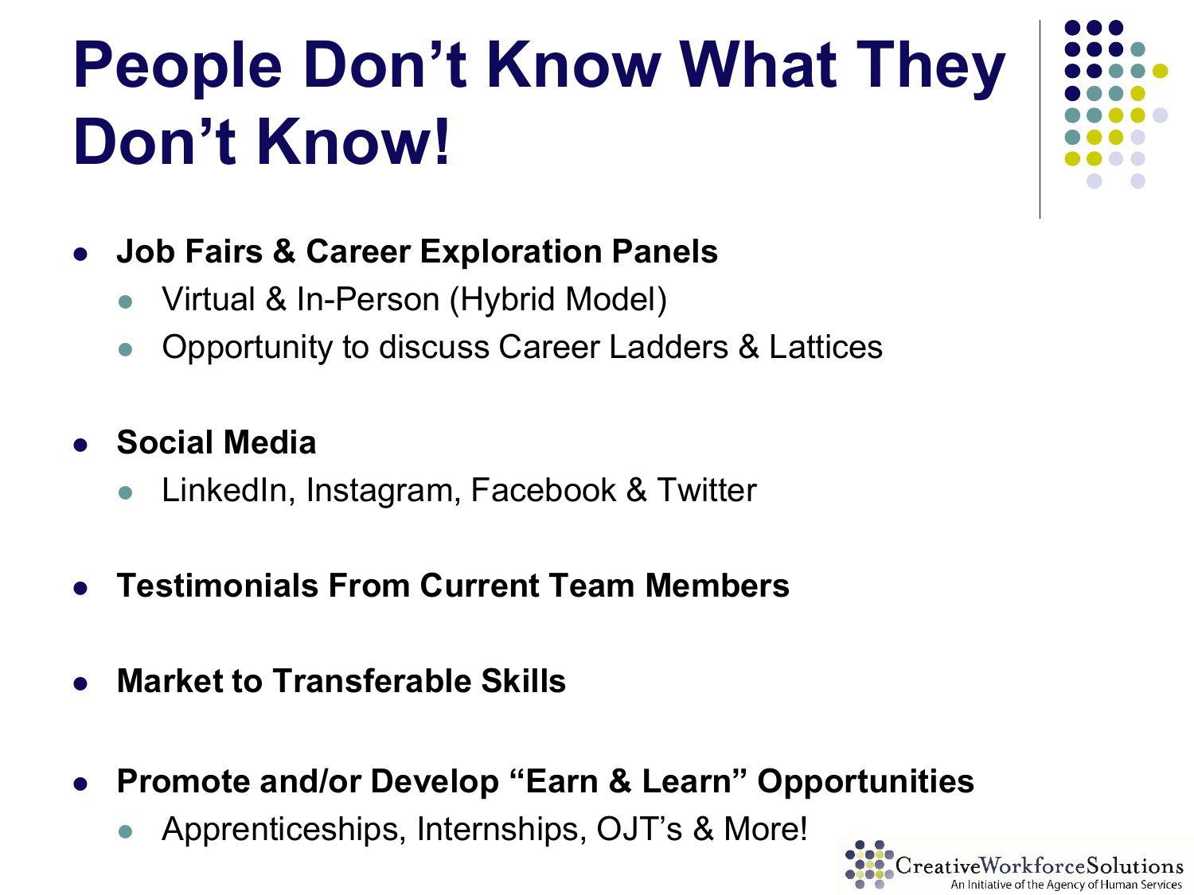# People Don't Know What They Don't Know!

- **Job Fairs & Career Exploration Panels**
  - Virtual & In-Person (Hybrid Model)
  - Opportunity to discuss Career Ladders & Lattices
- **Social Media**
  - LinkedIn, Instagram, Facebook & Twitter
- **Testimonials From Current Team Members**
- **Market to Transferable Skills**
- **Promote and/or Develop "Earn & Learn" Opportunities**
  - Apprenticeships, Internships, OJT's & More!

CreativeWorkforceSolutions
An Initiative of the Agency of Human Services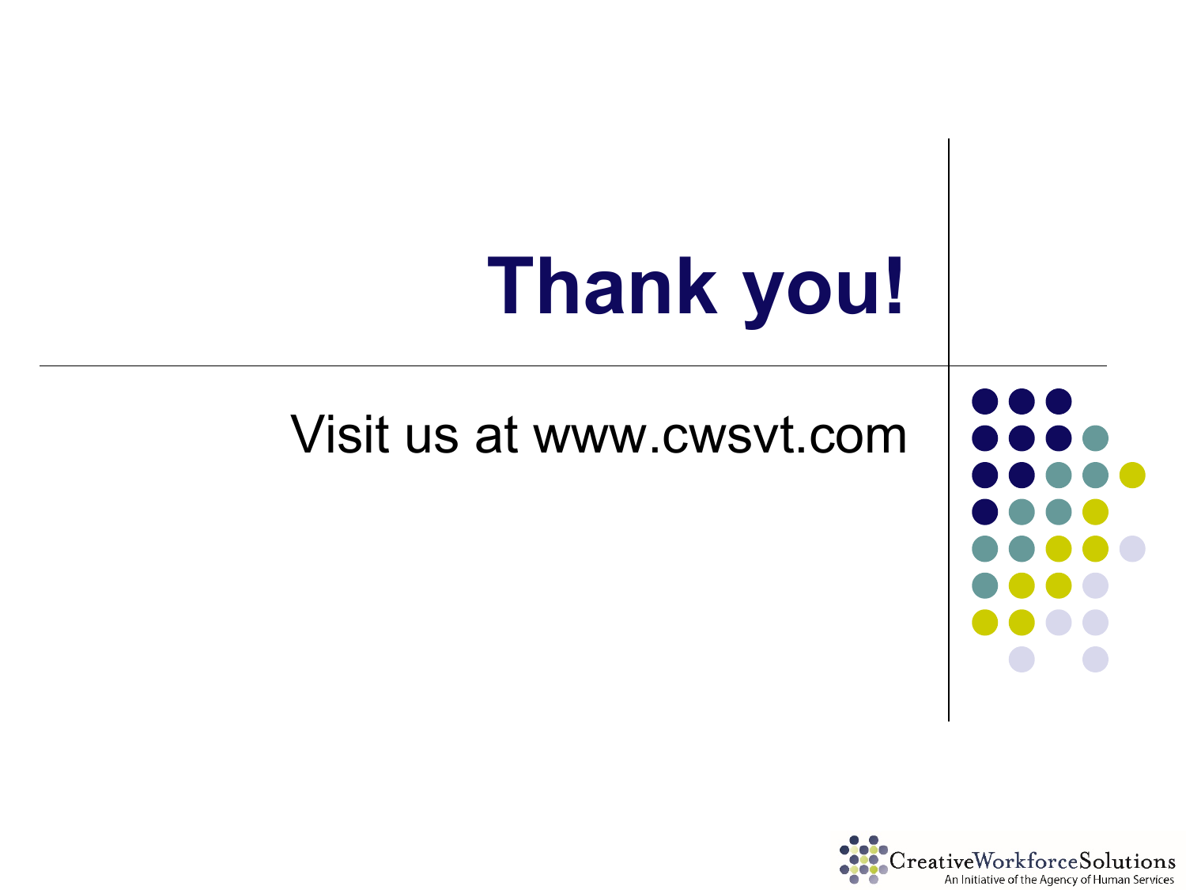# Thank you!

Visit us at www.cwsvt.com

CreativeWorkforceSolutions
An Initiative of the Agency of Human Services